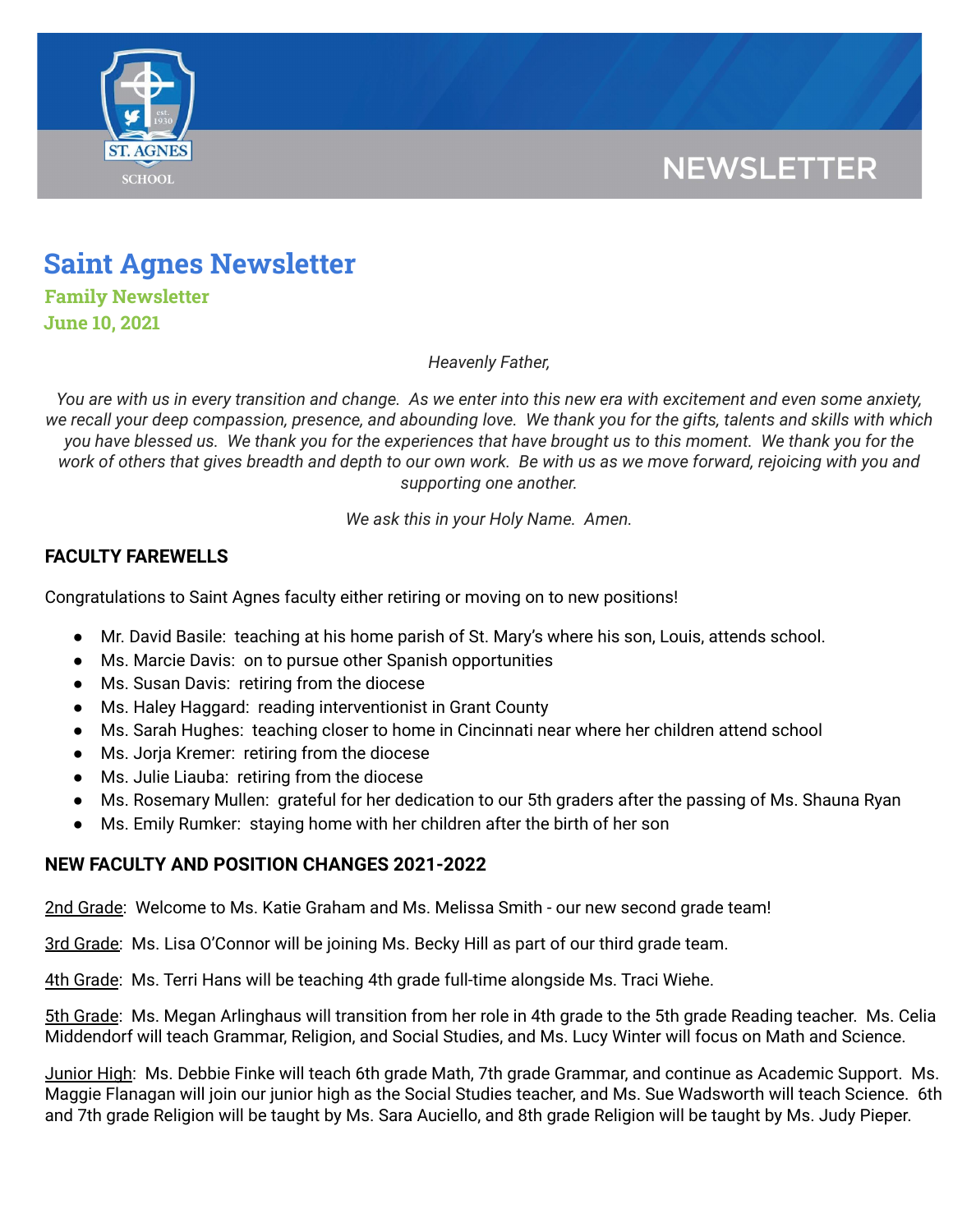# Saint Agnes Newsletter

### Family Newsletter

### June 10, 2021

*Heavenly Father,*

*You are with us in every transition and change. As we enter into this new era with excitement and even some anxiety, we recall your deep compassion, presence, and abounding love. We thank you for the gifts, talents and skills with which you have blessed us. We thank you for the experiences that have brought us to this moment. We thank you for the work of others that gives breadth and depth to our own work. Be with us as we move forward, rejoicing with you and supporting one another.*

*We ask this in your Holy Name. Amen.*

**FACULTY FAREWELLS**

Congratulations to Saint Agnes faculty either retiring or moving on to new positions!

- Mr. David Basile: teaching at his home parish of St. Mary's where his son, Louis, attends school.
- Ms. Marcie Davis: on to pursue other Spanish opportunities
- Ms. Susan Davis: retiring from the diocese
- Ms. Haley Haggard: reading interventionist in Grant County
- Ms. Sarah Hughes: teaching closer to home in Cincinnati near where her children attend school
- Ms. Jorja Kremer: retiring from the diocese
- Ms. Julie Liauba: retiring from the diocese
- Ms. Rosemary Mullen: grateful for her dedication to our 5th graders after the passing of Ms. Shauna Ryan
- Ms. Emily Rumker: staying home with her children after the birth of her son

**NEW FACULTY AND POSITION CHANGES 2021-2022**

2nd Grade: Welcome to Ms. Katie Graham and Ms. Melissa Smith - our new second grade team!

3rd Grade: Ms. Lisa O'Connor will be joining Ms. Becky Hill as part of our third grade team.

4th Grade: Ms. Terri Hans will be teaching 4th grade full-time alongside Ms. Traci Wiehe.

5th Grade: Ms. Megan Arlinghaus will transition from her role in 4th grade to the 5th grade Reading teacher. Ms. Celia Middendorf will teach Grammar, Religion, and Social Studies, and Ms. Lucy Winter will focus on Math and Science.

Junior High: Ms. Debbie Finke will teach 6th grade Math, 7th grade Grammar, and continue as Academic Support. Ms. Maggie Flanagan will join our junior high as the Social Studies teacher, and Ms. Sue Wadsworth will teach Science. 6th and 7th grade Religion will be taught by Ms. Sara Auciello, and 8th grade Religion will be taught by Ms. Judy Pieper.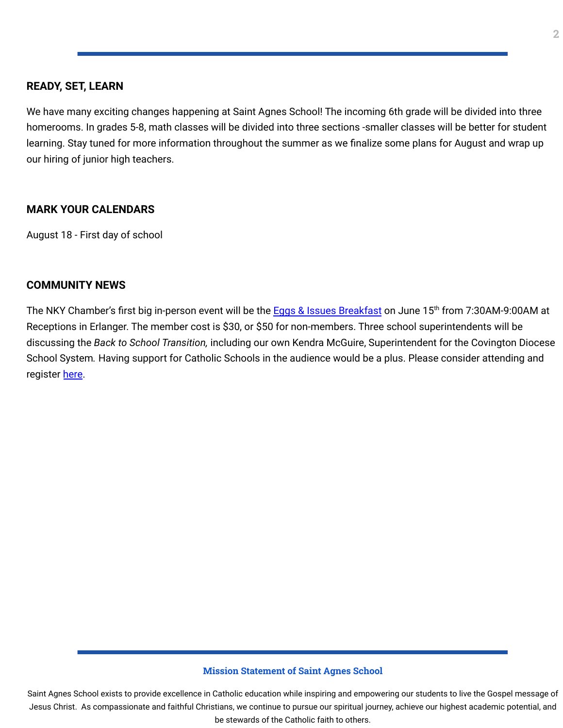## READY, SET, LEARN

We have many exciting changes happening at Saint Agnes School! The incoming 6th grade will be divided into three homerooms. In grades 5-8, math classes will be divided into three sections -smaller classes will be better for student learning. Stay tuned for more information throughout the summer as we finalize some plans for August and wrap up our hiring of junior high teachers.

## MARK YOUR CALENDARS

August 18 - First day of school

## COMMUNITY NEWS

The NKY Chamber's first big in-person event will be the Eggs & Issues Breakfast on June 15th from 7:30AM-9:00AM at Receptions in Erlanger. The member cost is $30, or $50 for non-members. Three school superintendents will be discussing the *Back to School Transition,* including our own Kendra McGuire, Superintendent for the Covington Diocese School System*.* Having support for Catholic Schools in the audience would be a plus. Please consider attending and register here.

---

**Mission Statement of Saint Agnes School**

Saint Agnes School exists to provide excellence in Catholic education while inspiring and empowering our students to live the Gospel message of Jesus Christ. As compassionate and faithful Christians, we continue to pursue our spiritual journey, achieve our highest academic potential, and be stewards of the Catholic faith to others.